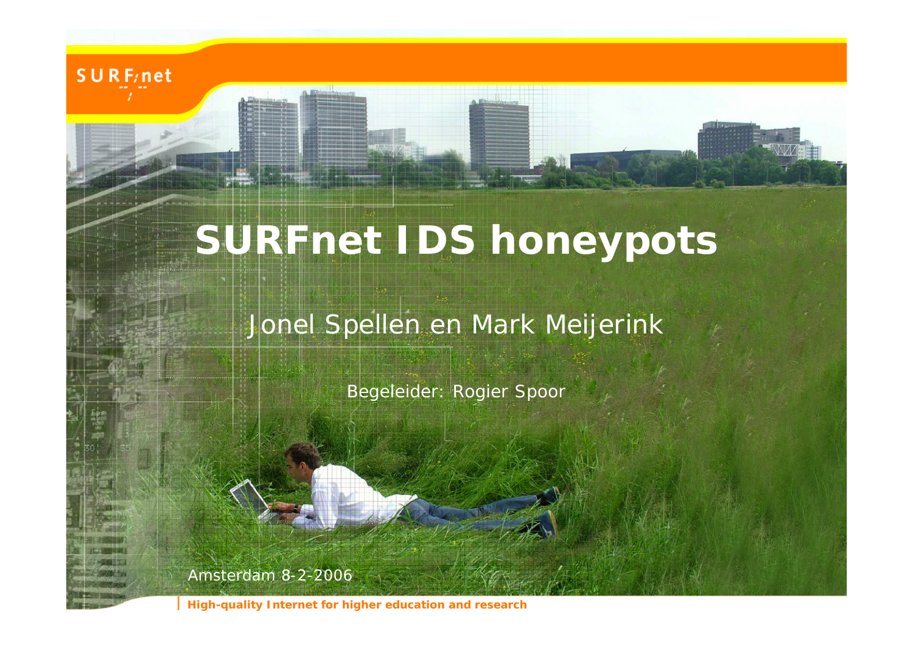# SURFnet IDS honeypots

Jonel Spellen en Mark Meijerink

Begeleider: Rogier Spoor

Amsterdam 8-2-2006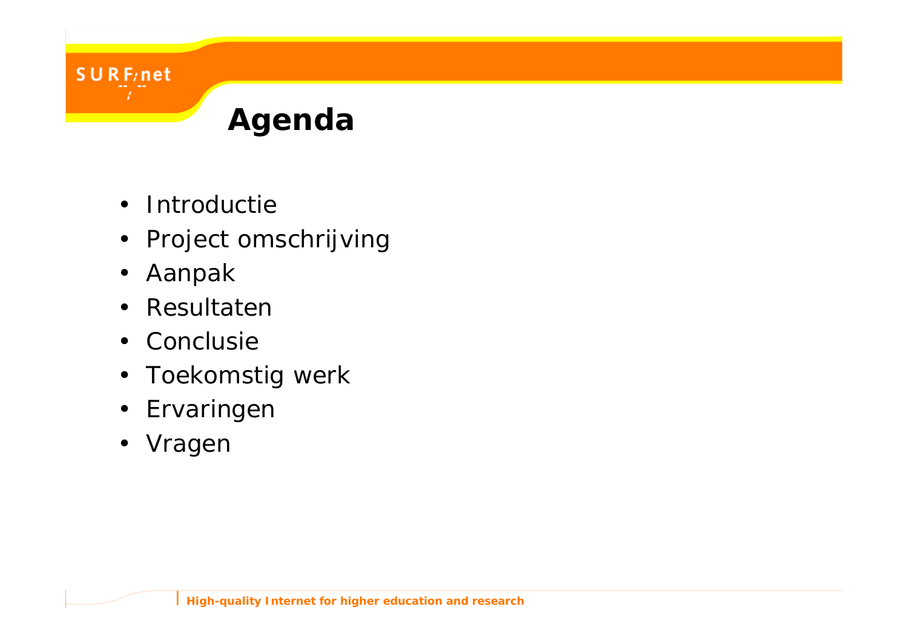# Agenda

- Introductie
- Project omschrijving
- Aanpak
- Resultaten
- Conclusie
- Toekomstig werk
- Ervaringen
- Vragen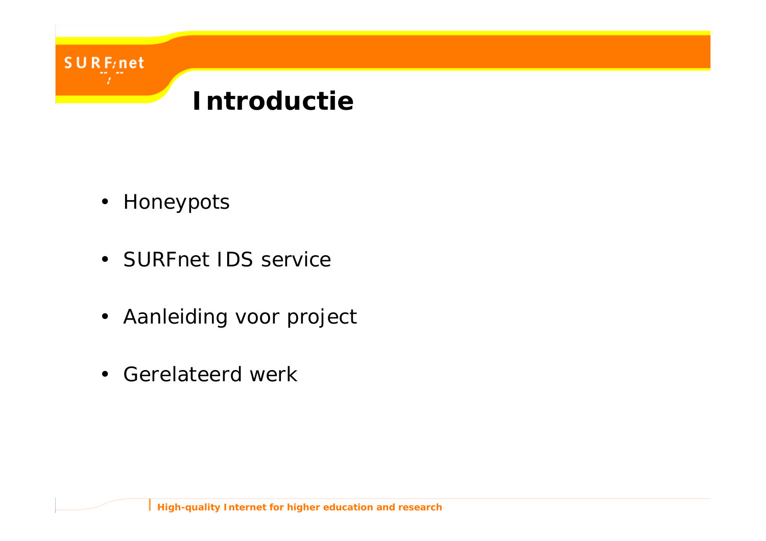# Introductie

- Honeypots
- SURFnet IDS service
- Aanleiding voor project
- Gerelateerd werk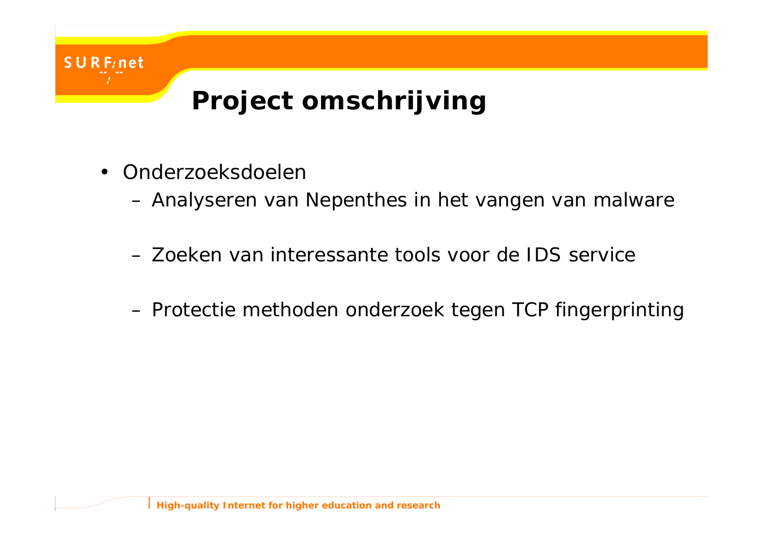# Project omschrijving

- Onderzoeksdoelen
  - Analyseren van Nepenthes in het vangen van malware
  - Zoeken van interessante tools voor de IDS service
  - Protectie methoden onderzoek tegen TCP fingerprinting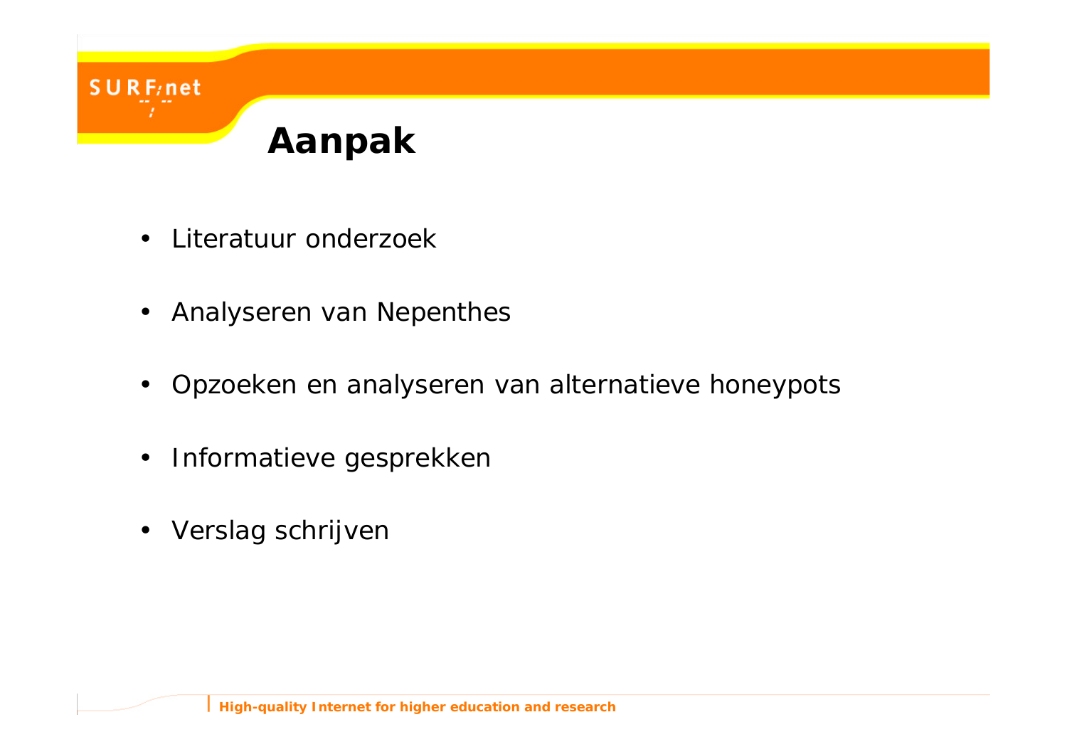# Aanpak

- Literatuur onderzoek
- Analyseren van Nepenthes
- Opzoeken en analyseren van alternatieve honeypots
- Informatieve gesprekken
- Verslag schrijven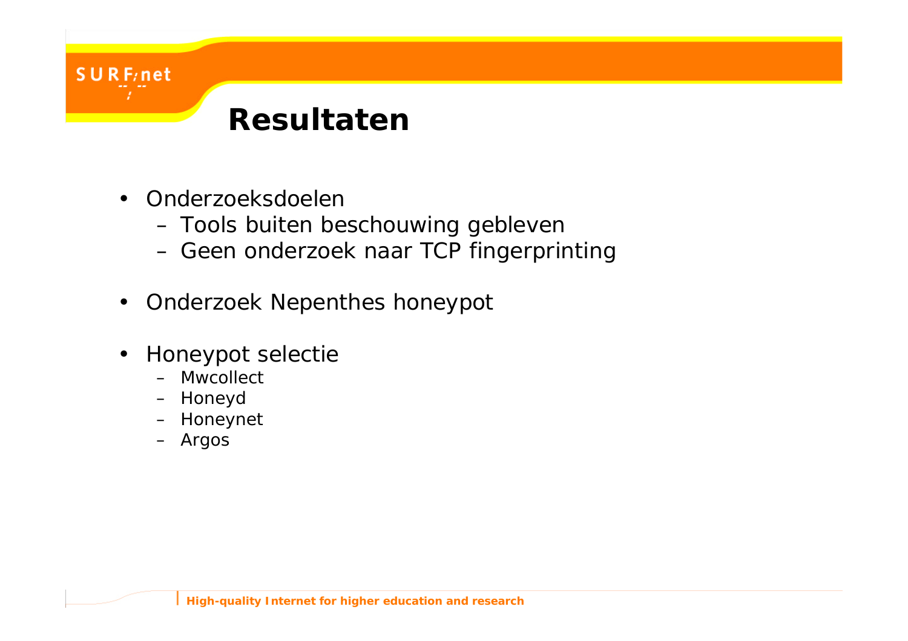# Resultaten

- Onderzoeksdoelen
  - Tools buiten beschouwing gebleven
  - Geen onderzoek naar TCP fingerprinting
- Onderzoek Nepenthes honeypot
- Honeypot selectie
  - Mwcollect
  - Honeyd
  - Honeynet
  - Argos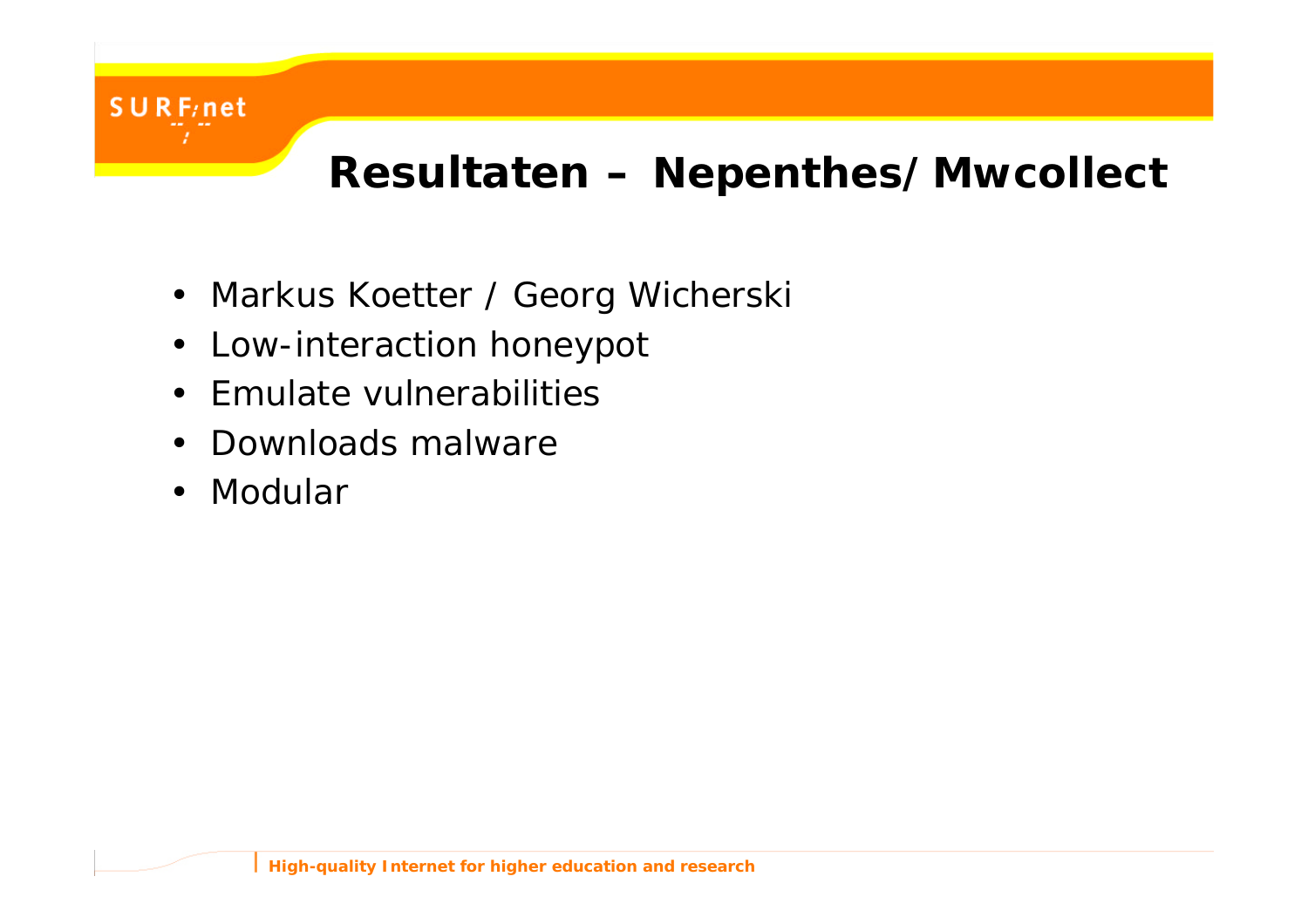# Resultaten – Nepenthes/Mwcollect

- Markus Koetter / Georg Wicherski
- Low-interaction honeypot
- Emulate vulnerabilities
- Downloads malware
- Modular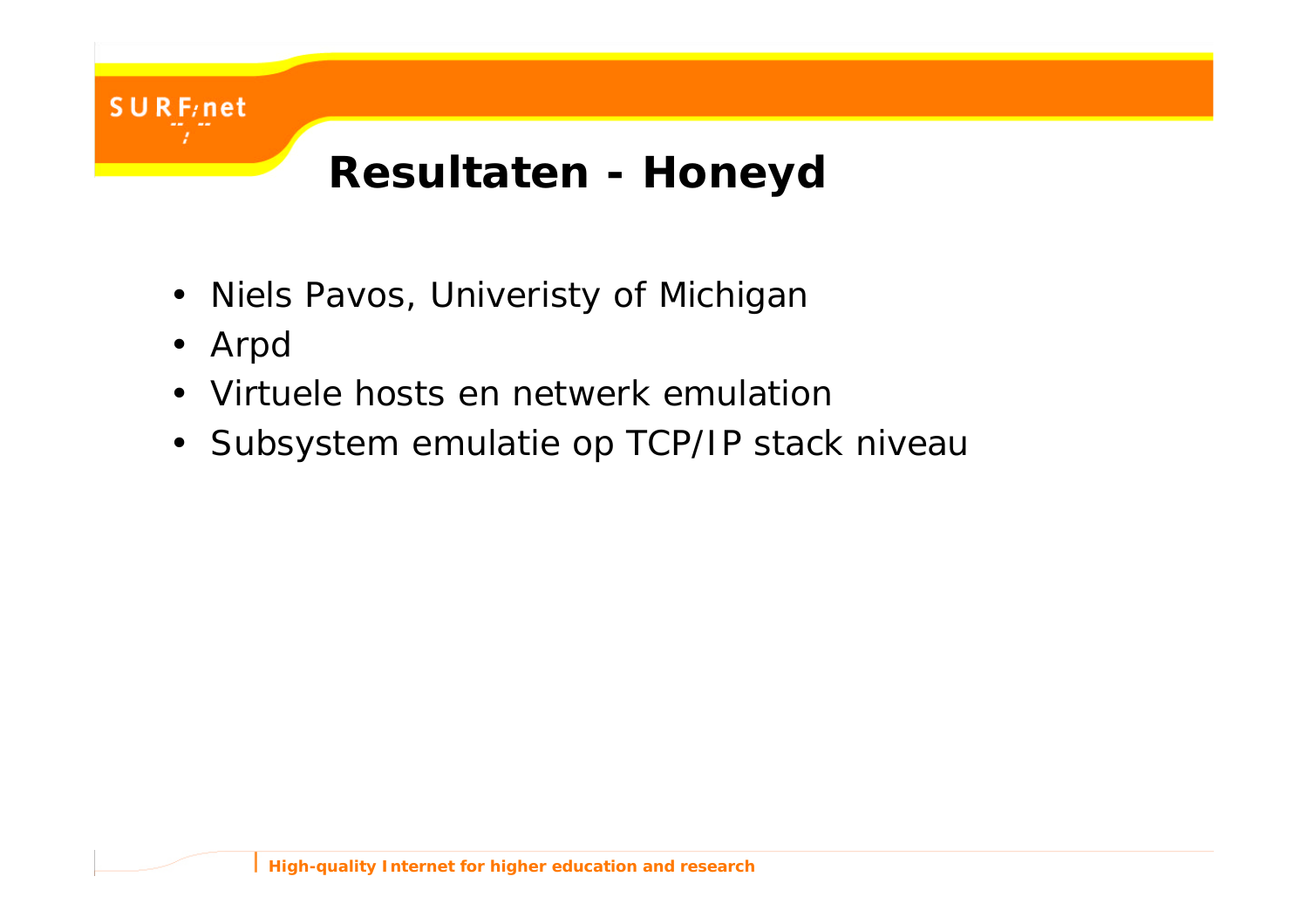# Resultaten - Honeyd

- Niels Pavos, Univeristy of Michigan
- Arpd
- Virtuele hosts en netwerk emulation
- Subsystem emulatie op TCP/IP stack niveau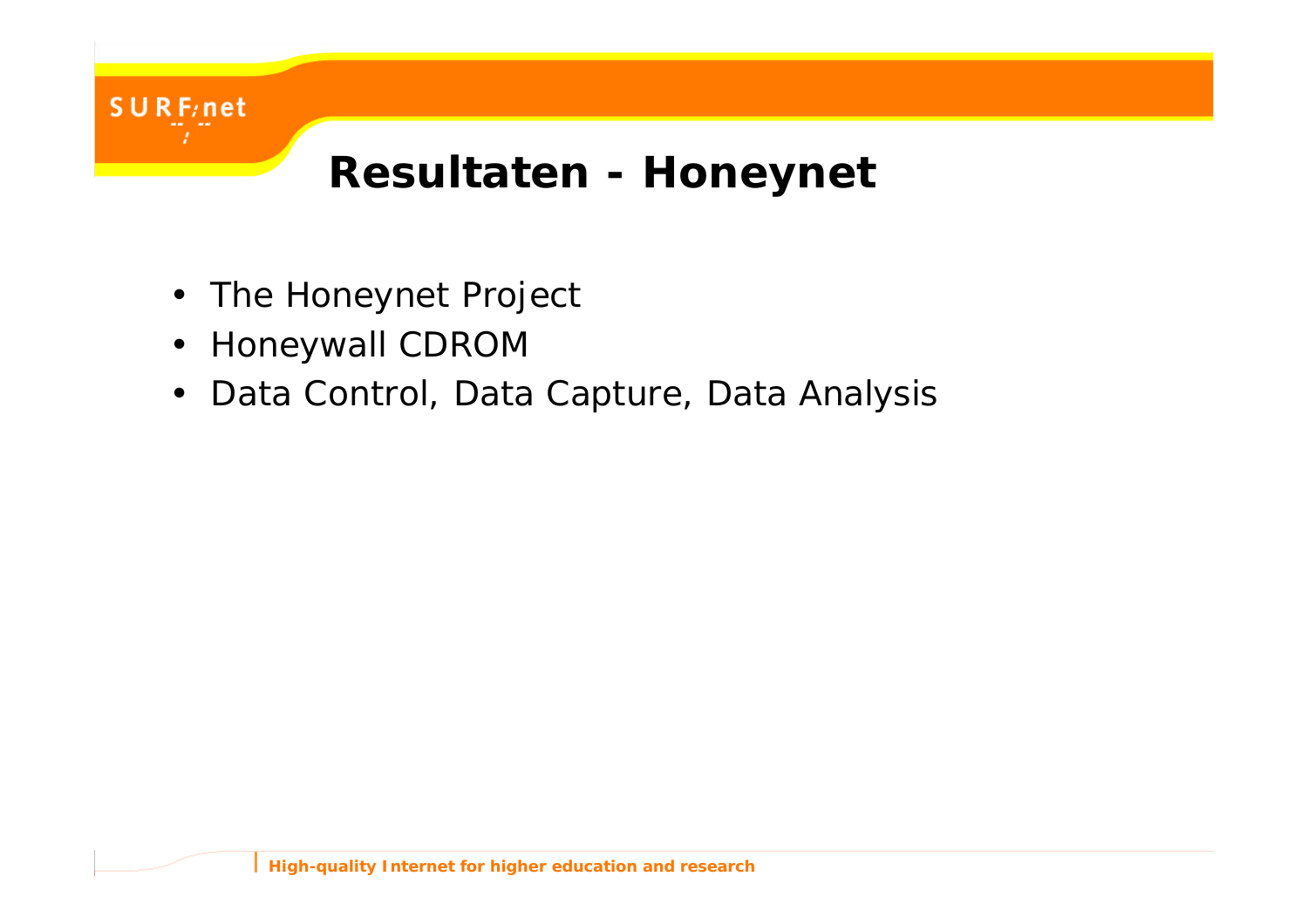# Resultaten - Honeynet

- The Honeynet Project
- Honeywall CDROM
- Data Control, Data Capture, Data Analysis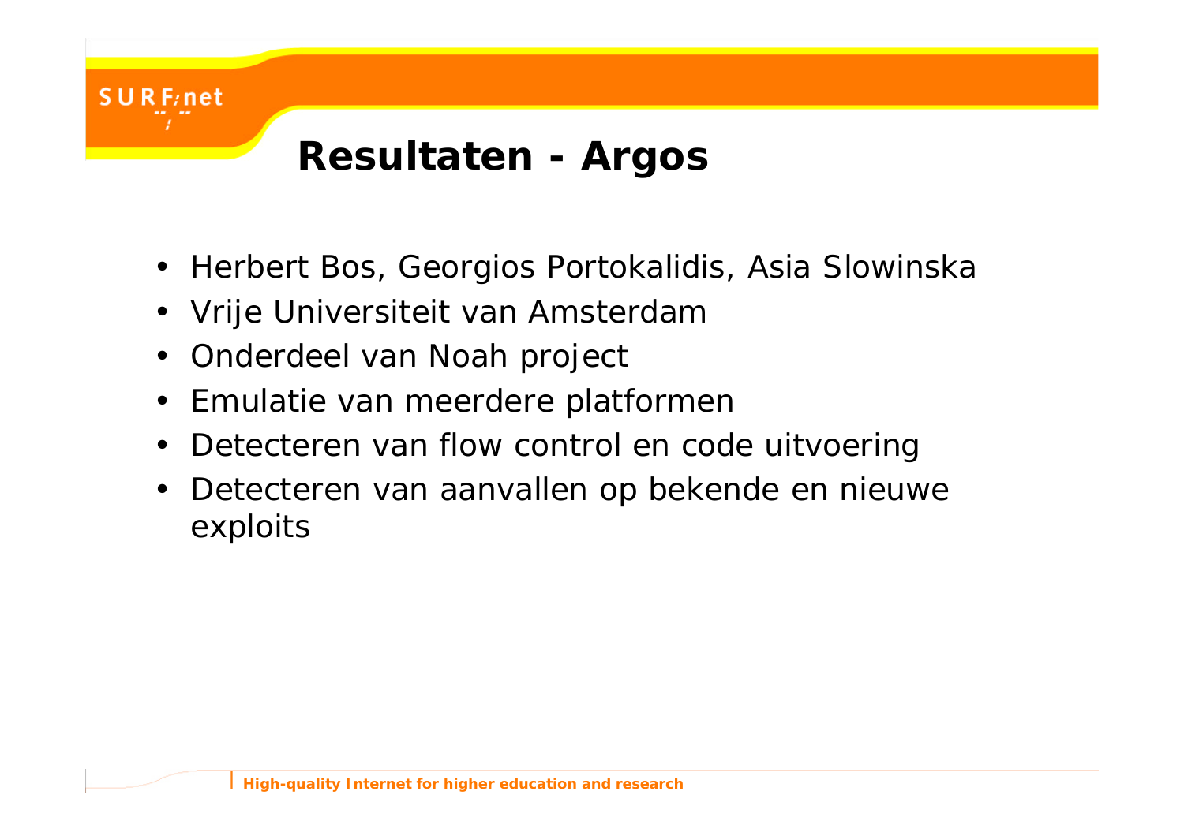# Resultaten - Argos

- Herbert Bos, Georgios Portokalidis, Asia Slowinska
- Vrije Universiteit van Amsterdam
- Onderdeel van Noah project
- Emulatie van meerdere platformen
- Detecteren van flow control en code uitvoering
- Detecteren van aanvallen op bekende en nieuwe exploits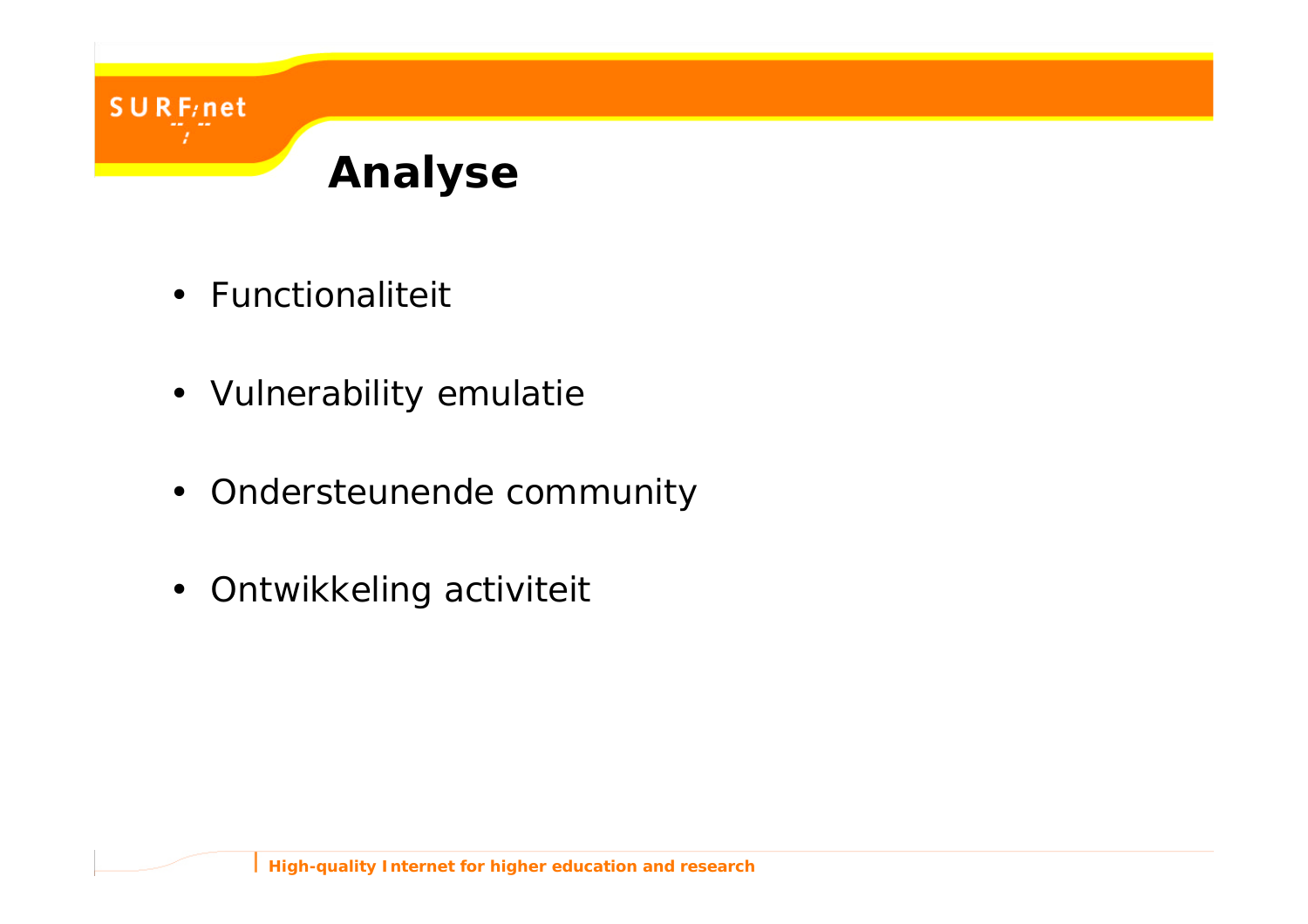# Analyse

- Functionaliteit
- Vulnerability emulatie
- Ondersteunende community
- Ontwikkeling activiteit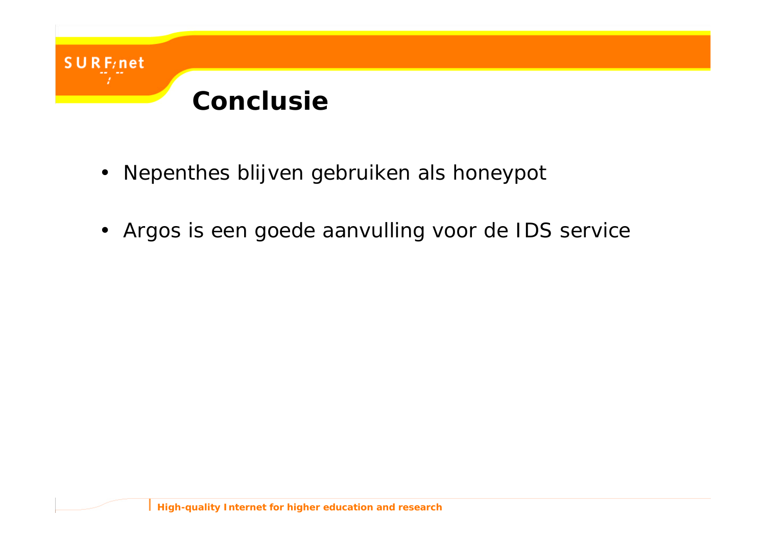# Conclusie

- Nepenthes blijven gebruiken als honeypot
- Argos is een goede aanvulling voor de IDS service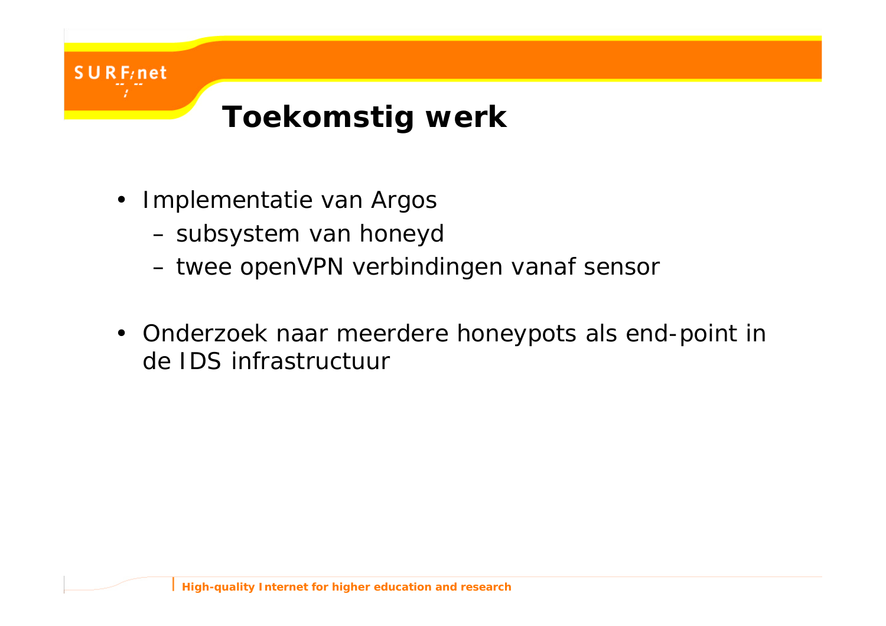# Toekomstig werk

- Implementatie van Argos
  - subsystem van honeyd
  - twee openVPN verbindingen vanaf sensor
- Onderzoek naar meerdere honeypots als end-point in de IDS infrastructuur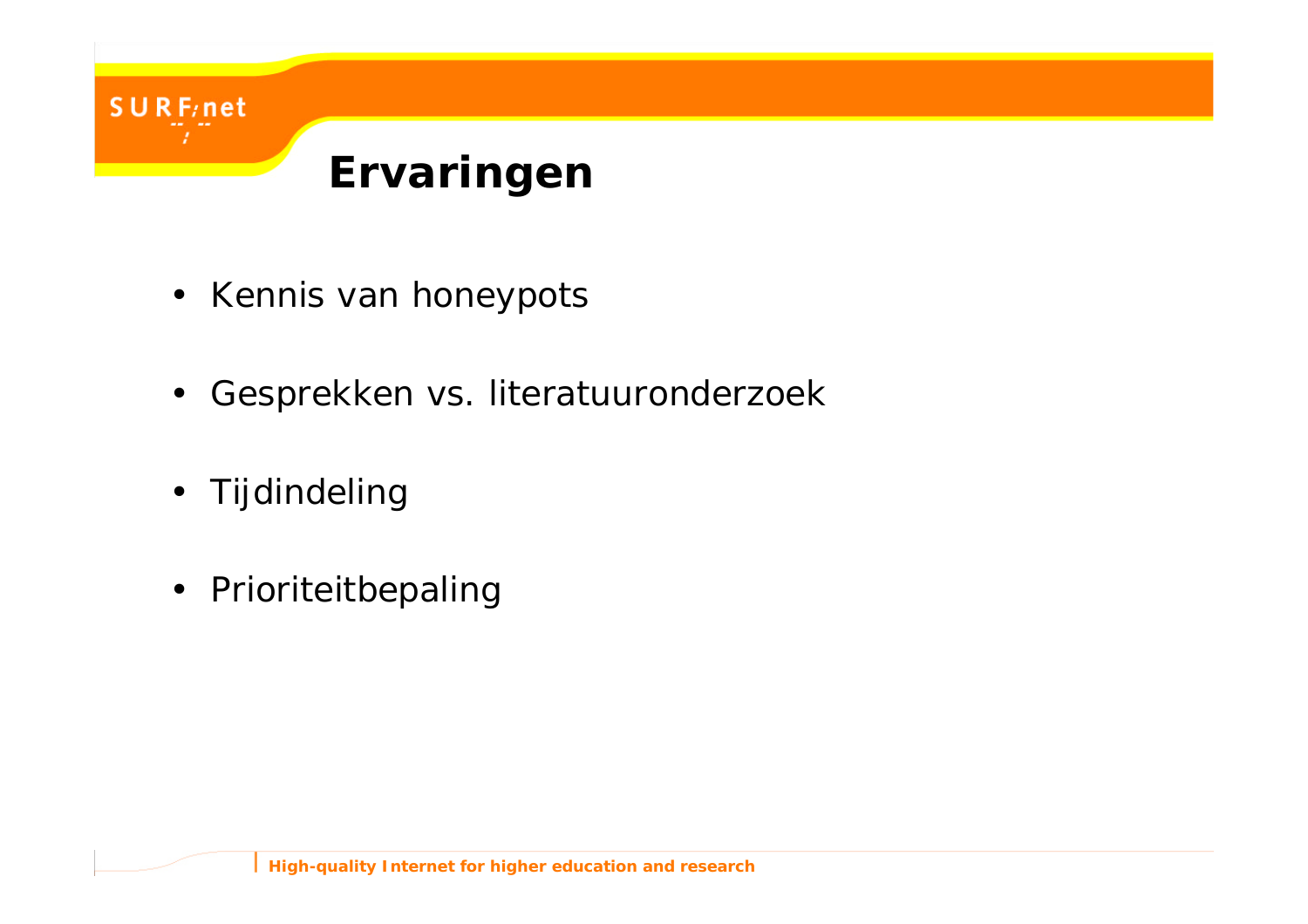# Ervaringen

- Kennis van honeypots
- Gesprekken vs. literatuuronderzoek
- Tijdindeling
- Prioriteitbepaling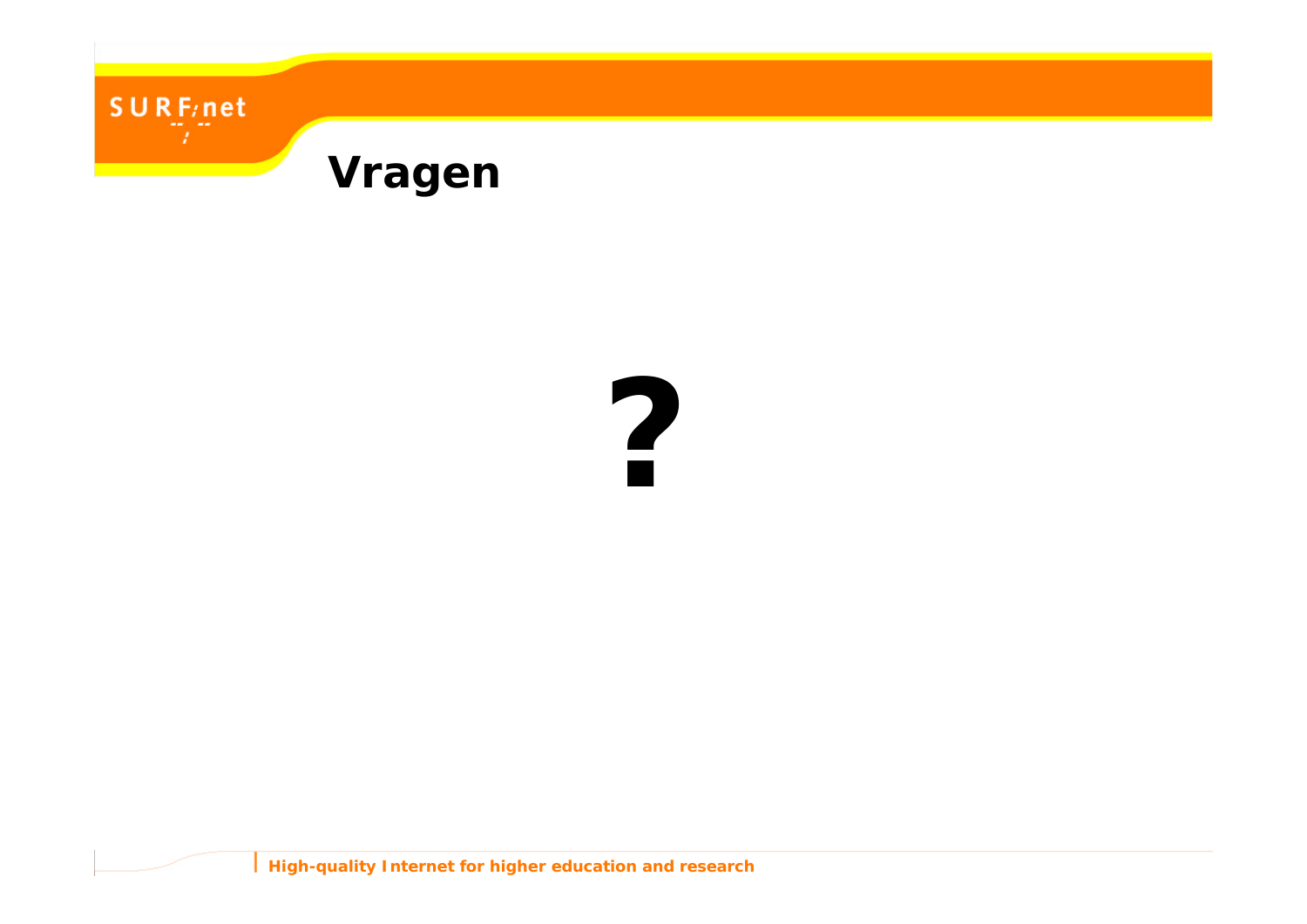# Vragen

**?**